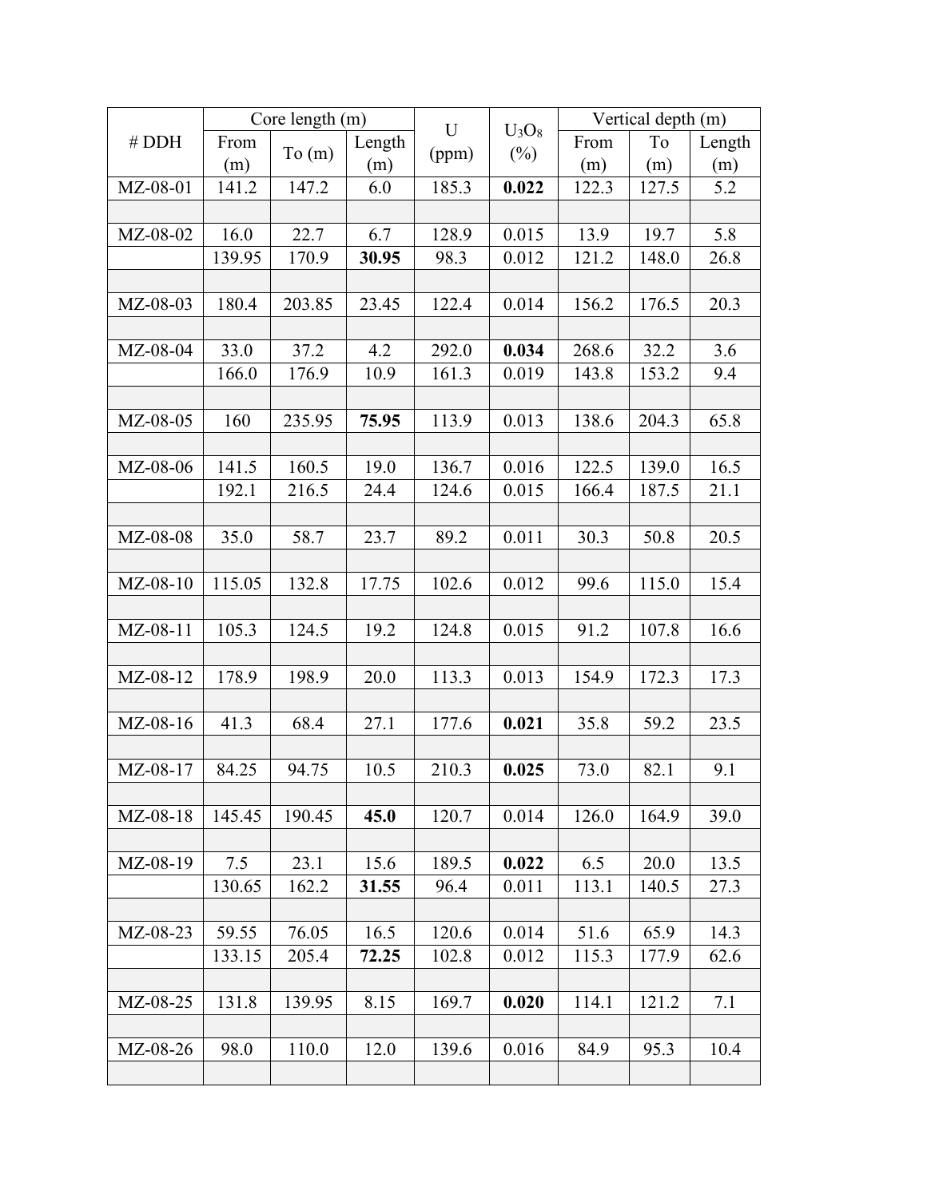| # DDH | Core length (m) | | | U (ppm) | $U_3O_8$ (%) | Vertical depth (m) | | |
|---|---|---|---|---|---|---|---|---|
| | From (m) | To (m) | Length (m) | | | From (m) | To (m) | Length (m) |
| MZ-08-01 | 141.2 | 147.2 | 6.0 | 185.3 | **0.022** | 122.3 | 127.5 | 5.2 |
| | | | | | | | | |
| MZ-08-02 | 16.0 | 22.7 | 6.7 | 128.9 | 0.015 | 13.9 | 19.7 | 5.8 |
| | 139.95 | 170.9 | **30.95** | 98.3 | 0.012 | 121.2 | 148.0 | 26.8 |
| | | | | | | | | |
| MZ-08-03 | 180.4 | 203.85 | 23.45 | 122.4 | 0.014 | 156.2 | 176.5 | 20.3 |
| | | | | | | | | |
| MZ-08-04 | 33.0 | 37.2 | 4.2 | 292.0 | **0.034** | 268.6 | 32.2 | 3.6 |
| | 166.0 | 176.9 | 10.9 | 161.3 | 0.019 | 143.8 | 153.2 | 9.4 |
| | | | | | | | | |
| MZ-08-05 | 160 | 235.95 | **75.95** | 113.9 | 0.013 | 138.6 | 204.3 | 65.8 |
| | | | | | | | | |
| MZ-08-06 | 141.5 | 160.5 | 19.0 | 136.7 | 0.016 | 122.5 | 139.0 | 16.5 |
| | 192.1 | 216.5 | 24.4 | 124.6 | 0.015 | 166.4 | 187.5 | 21.1 |
| | | | | | | | | |
| MZ-08-08 | 35.0 | 58.7 | 23.7 | 89.2 | 0.011 | 30.3 | 50.8 | 20.5 |
| | | | | | | | | |
| MZ-08-10 | 115.05 | 132.8 | 17.75 | 102.6 | 0.012 | 99.6 | 115.0 | 15.4 |
| | | | | | | | | |
| MZ-08-11 | 105.3 | 124.5 | 19.2 | 124.8 | 0.015 | 91.2 | 107.8 | 16.6 |
| | | | | | | | | |
| MZ-08-12 | 178.9 | 198.9 | 20.0 | 113.3 | 0.013 | 154.9 | 172.3 | 17.3 |
| | | | | | | | | |
| MZ-08-16 | 41.3 | 68.4 | 27.1 | 177.6 | **0.021** | 35.8 | 59.2 | 23.5 |
| | | | | | | | | |
| MZ-08-17 | 84.25 | 94.75 | 10.5 | 210.3 | **0.025** | 73.0 | 82.1 | 9.1 |
| | | | | | | | | |
| MZ-08-18 | 145.45 | 190.45 | **45.0** | 120.7 | 0.014 | 126.0 | 164.9 | 39.0 |
| | | | | | | | | |
| MZ-08-19 | 7.5 | 23.1 | 15.6 | 189.5 | **0.022** | 6.5 | 20.0 | 13.5 |
| | 130.65 | 162.2 | **31.55** | 96.4 | 0.011 | 113.1 | 140.5 | 27.3 |
| | | | | | | | | |
| MZ-08-23 | 59.55 | 76.05 | 16.5 | 120.6 | 0.014 | 51.6 | 65.9 | 14.3 |
| | 133.15 | 205.4 | **72.25** | 102.8 | 0.012 | 115.3 | 177.9 | 62.6 |
| | | | | | | | | |
| MZ-08-25 | 131.8 | 139.95 | 8.15 | 169.7 | **0.020** | 114.1 | 121.2 | 7.1 |
| | | | | | | | | |
| MZ-08-26 | 98.0 | 110.0 | 12.0 | 139.6 | 0.016 | 84.9 | 95.3 | 10.4 |
| | | | | | | | | |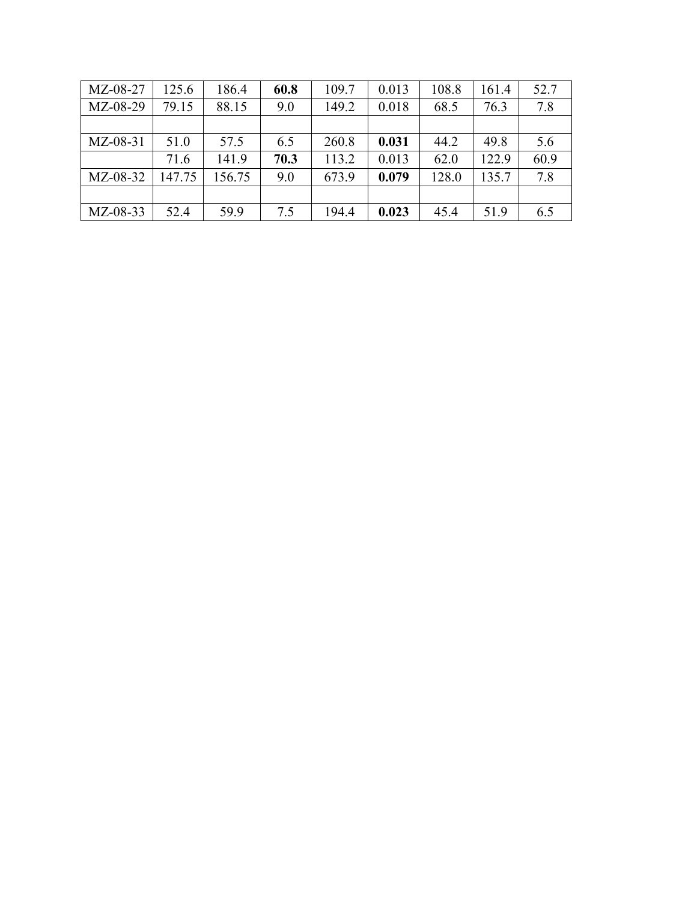| | | | | | | | | |
|---|---|---|---|---|---|---|---|---|
| MZ-08-27 | 125.6 | 186.4 | **60.8** | 109.7 | 0.013 | 108.8 | 161.4 | 52.7 |
| MZ-08-29 | 79.15 | 88.15 | 9.0 | 149.2 | 0.018 | 68.5 | 76.3 | 7.8 |
| | | | | | | | | |
| MZ-08-31 | 51.0 | 57.5 | 6.5 | 260.8 | **0.031** | 44.2 | 49.8 | 5.6 |
| | 71.6 | 141.9 | **70.3** | 113.2 | 0.013 | 62.0 | 122.9 | 60.9 |
| MZ-08-32 | 147.75 | 156.75 | 9.0 | 673.9 | **0.079** | 128.0 | 135.7 | 7.8 |
| | | | | | | | | |
| MZ-08-33 | 52.4 | 59.9 | 7.5 | 194.4 | **0.023** | 45.4 | 51.9 | 6.5 |